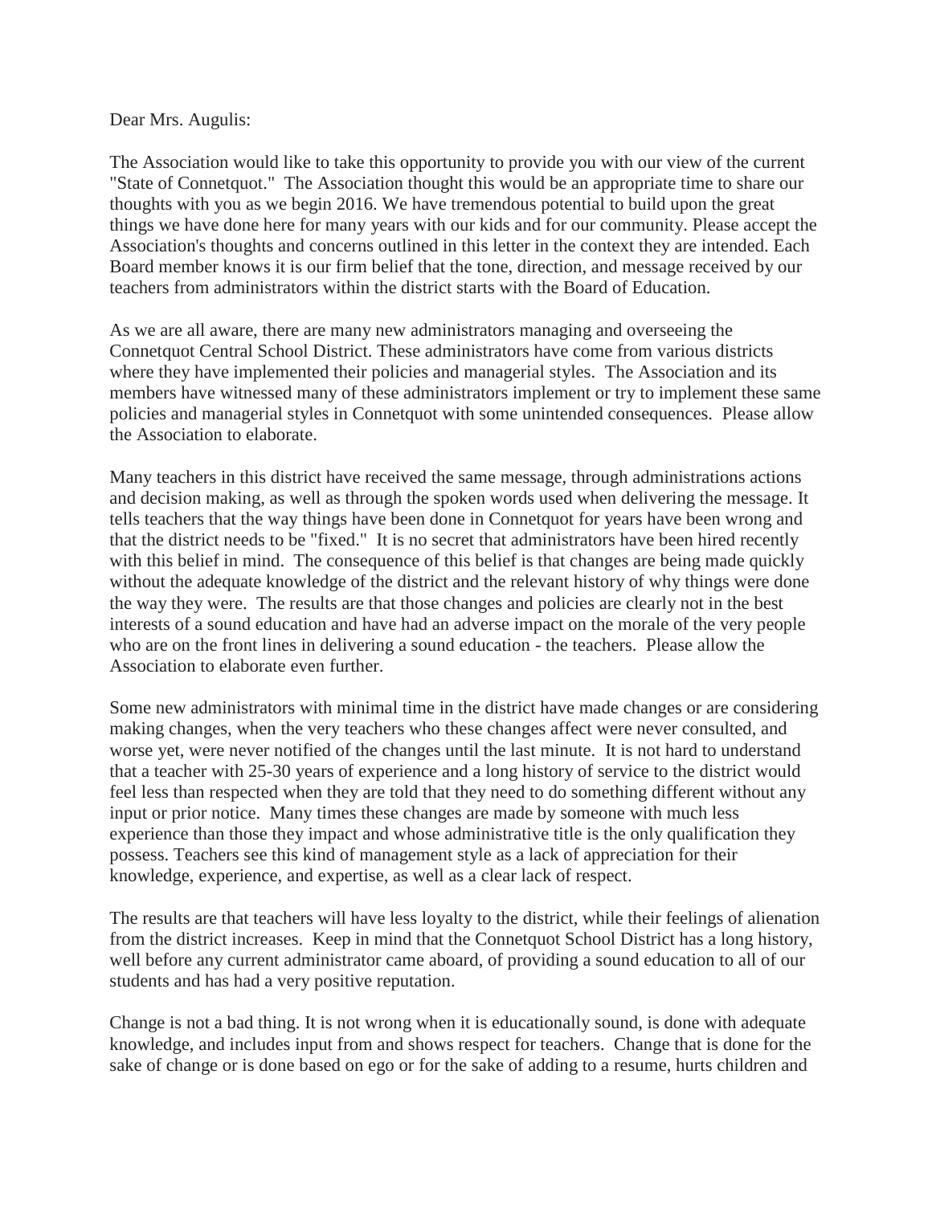Dear Mrs. Augulis:

The Association would like to take this opportunity to provide you with our view of the current "State of Connetquot." The Association thought this would be an appropriate time to share our thoughts with you as we begin 2016. We have tremendous potential to build upon the great things we have done here for many years with our kids and for our community. Please accept the Association's thoughts and concerns outlined in this letter in the context they are intended. Each Board member knows it is our firm belief that the tone, direction, and message received by our teachers from administrators within the district starts with the Board of Education.

As we are all aware, there are many new administrators managing and overseeing the Connetquot Central School District. These administrators have come from various districts where they have implemented their policies and managerial styles. The Association and its members have witnessed many of these administrators implement or try to implement these same policies and managerial styles in Connetquot with some unintended consequences. Please allow the Association to elaborate.

Many teachers in this district have received the same message, through administrations actions and decision making, as well as through the spoken words used when delivering the message. It tells teachers that the way things have been done in Connetquot for years have been wrong and that the district needs to be "fixed." It is no secret that administrators have been hired recently with this belief in mind. The consequence of this belief is that changes are being made quickly without the adequate knowledge of the district and the relevant history of why things were done the way they were. The results are that those changes and policies are clearly not in the best interests of a sound education and have had an adverse impact on the morale of the very people who are on the front lines in delivering a sound education - the teachers. Please allow the Association to elaborate even further.

Some new administrators with minimal time in the district have made changes or are considering making changes, when the very teachers who these changes affect were never consulted, and worse yet, were never notified of the changes until the last minute. It is not hard to understand that a teacher with 25-30 years of experience and a long history of service to the district would feel less than respected when they are told that they need to do something different without any input or prior notice. Many times these changes are made by someone with much less experience than those they impact and whose administrative title is the only qualification they possess. Teachers see this kind of management style as a lack of appreciation for their knowledge, experience, and expertise, as well as a clear lack of respect.

The results are that teachers will have less loyalty to the district, while their feelings of alienation from the district increases. Keep in mind that the Connetquot School District has a long history, well before any current administrator came aboard, of providing a sound education to all of our students and has had a very positive reputation.

Change is not a bad thing. It is not wrong when it is educationally sound, is done with adequate knowledge, and includes input from and shows respect for teachers. Change that is done for the sake of change or is done based on ego or for the sake of adding to a resume, hurts children and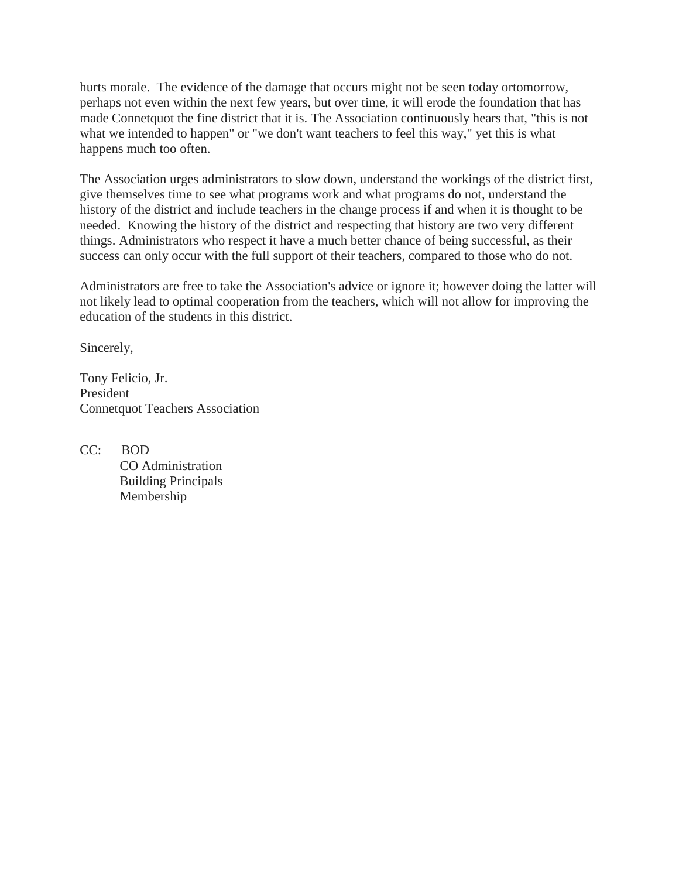hurts morale. The evidence of the damage that occurs might not be seen today ortomorrow, perhaps not even within the next few years, but over time, it will erode the foundation that has made Connetquot the fine district that it is. The Association continuously hears that, "this is not what we intended to happen" or "we don't want teachers to feel this way," yet this is what happens much too often.

The Association urges administrators to slow down, understand the workings of the district first, give themselves time to see what programs work and what programs do not, understand the history of the district and include teachers in the change process if and when it is thought to be needed. Knowing the history of the district and respecting that history are two very different things. Administrators who respect it have a much better chance of being successful, as their success can only occur with the full support of their teachers, compared to those who do not.

Administrators are free to take the Association's advice or ignore it; however doing the latter will not likely lead to optimal cooperation from the teachers, which will not allow for improving the education of the students in this district.

Sincerely,

Tony Felicio, Jr.
President
Connetquot Teachers Association

CC: BOD
CO Administration
Building Principals
Membership